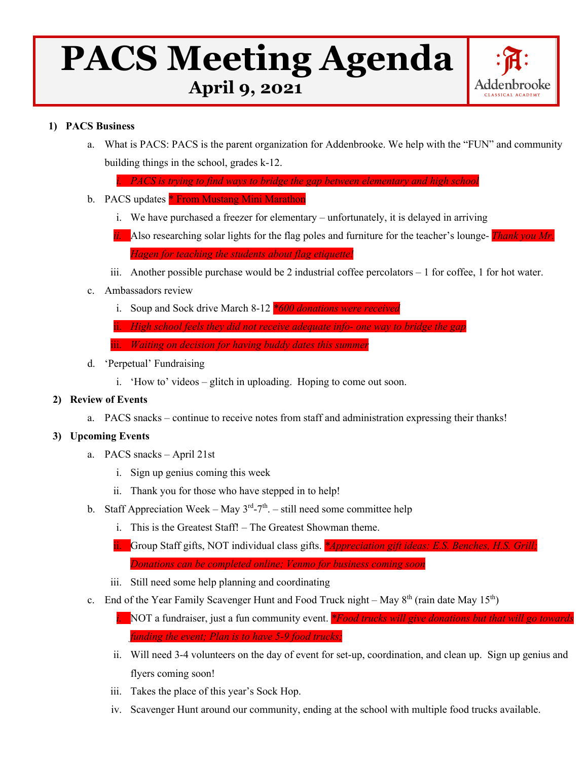# PACS Meeting Agenda
## April 9, 2021

Addenbrooke CLASSICAL ACADEMY

1) **PACS Business**
   a. What is PACS: PACS is the parent organization for Addenbrooke. We help with the "FUN" and community building things in the school, grades k-12.
      i. *PACS is trying to find ways to bridge the gap between elementary and high school*
   b. PACS updates * From Mustang Mini Marathon
      i. We have purchased a freezer for elementary – unfortunately, it is delayed in arriving
      ii. Also researching solar lights for the flag poles and furniture for the teacher's lounge- *Thank you Mr. Hagen for teaching the students about flag etiquette!*
      iii. Another possible purchase would be 2 industrial coffee percolators – 1 for coffee, 1 for hot water.
   c. Ambassadors review
      i. Soup and Sock drive March 8-12 *\*600 donations were received*
      ii. *High school feels they did not receive adequate info- one way to bridge the gap*
      iii. *Waiting on decision for having buddy dates this summer*
   d. 'Perpetual' Fundraising
      i. 'How to' videos – glitch in uploading. Hoping to come out soon.
2) **Review of Events**
   a. PACS snacks – continue to receive notes from staff and administration expressing their thanks!
3) **Upcoming Events**
   a. PACS snacks – April 21st
      i. Sign up genius coming this week
      ii. Thank you for those who have stepped in to help!
   b. Staff Appreciation Week – May 3rd-7th. – still need some committee help
      i. This is the Greatest Staff! – The Greatest Showman theme.
      ii. Group Staff gifts, NOT individual class gifts. *\*Appreciation gift ideas: E.S. Benches, H.S. Grill; Donations can be completed online; Venmo for business coming soon*
      iii. Still need some help planning and coordinating
   c. End of the Year Family Scavenger Hunt and Food Truck night – May 8th (rain date May 15th)
      i. NOT a fundraiser, just a fun community event. *\*Food trucks will give donations but that will go towards funding the event; Plan is to have 5-9 food trucks;*
      ii. Will need 3-4 volunteers on the day of event for set-up, coordination, and clean up. Sign up genius and flyers coming soon!
      iii. Takes the place of this year's Sock Hop.
      iv. Scavenger Hunt around our community, ending at the school with multiple food trucks available.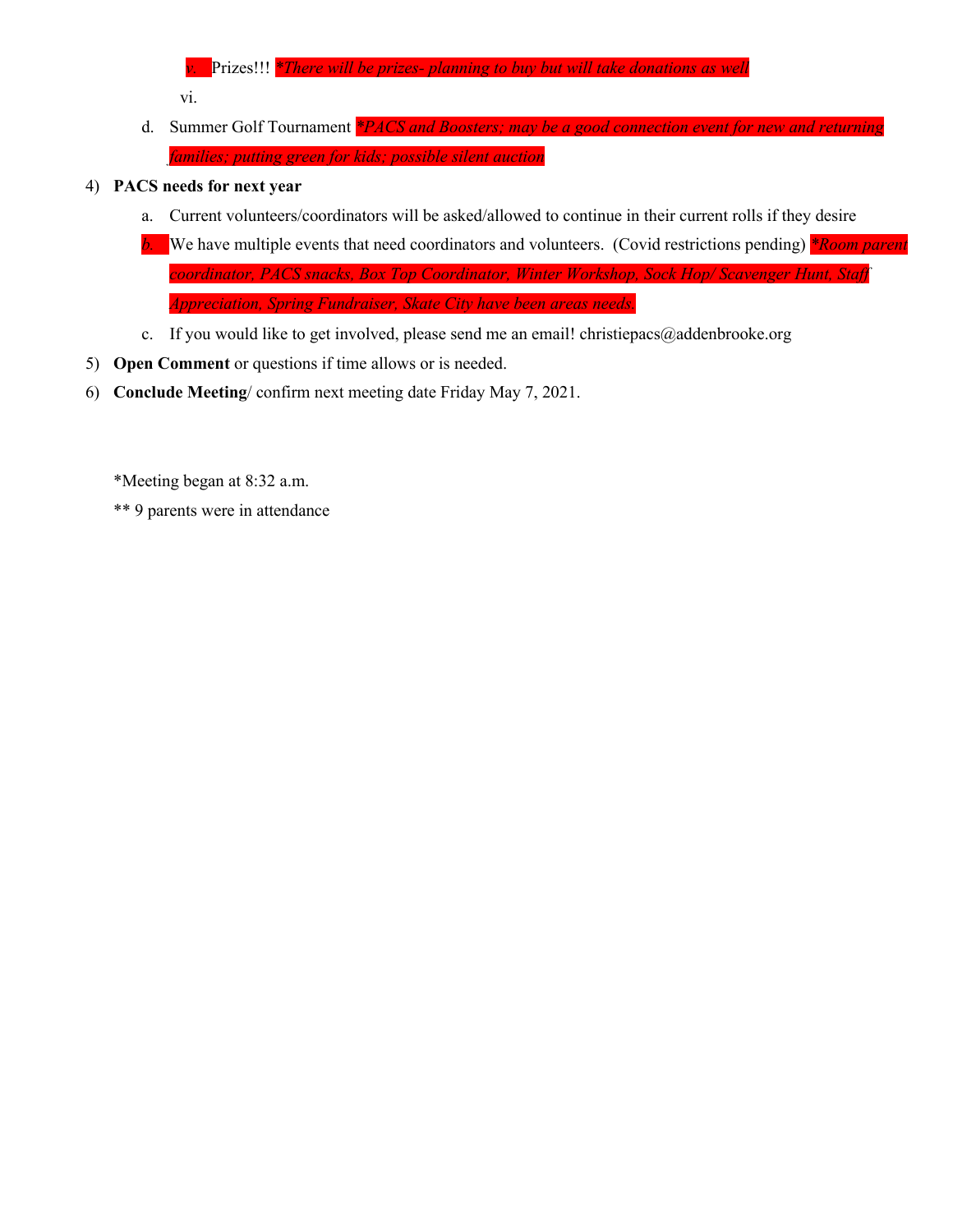v. Prizes!!! *\*There will be prizes- planning to buy but will take donations as well*

   vi.

   d. Summer Golf Tournament *\*PACS and Boosters; may be a good connection event for new and returning families; putting green for kids; possible silent auction*

4) **PACS needs for next year**

   a. Current volunteers/coordinators will be asked/allowed to continue in their current rolls if they desire

   b. We have multiple events that need coordinators and volunteers. (Covid restrictions pending) *\*Room parent coordinator, PACS snacks, Box Top Coordinator, Winter Workshop, Sock Hop/ Scavenger Hunt, Staff Appreciation, Spring Fundraiser, Skate City have been areas needs.*

   c. If you would like to get involved, please send me an email! christiepacs@addenbrooke.org

5) **Open Comment** or questions if time allows or is needed.

6) **Conclude Meeting**/ confirm next meeting date Friday May 7, 2021.

\*Meeting began at 8:32 a.m.

\*\* 9 parents were in attendance